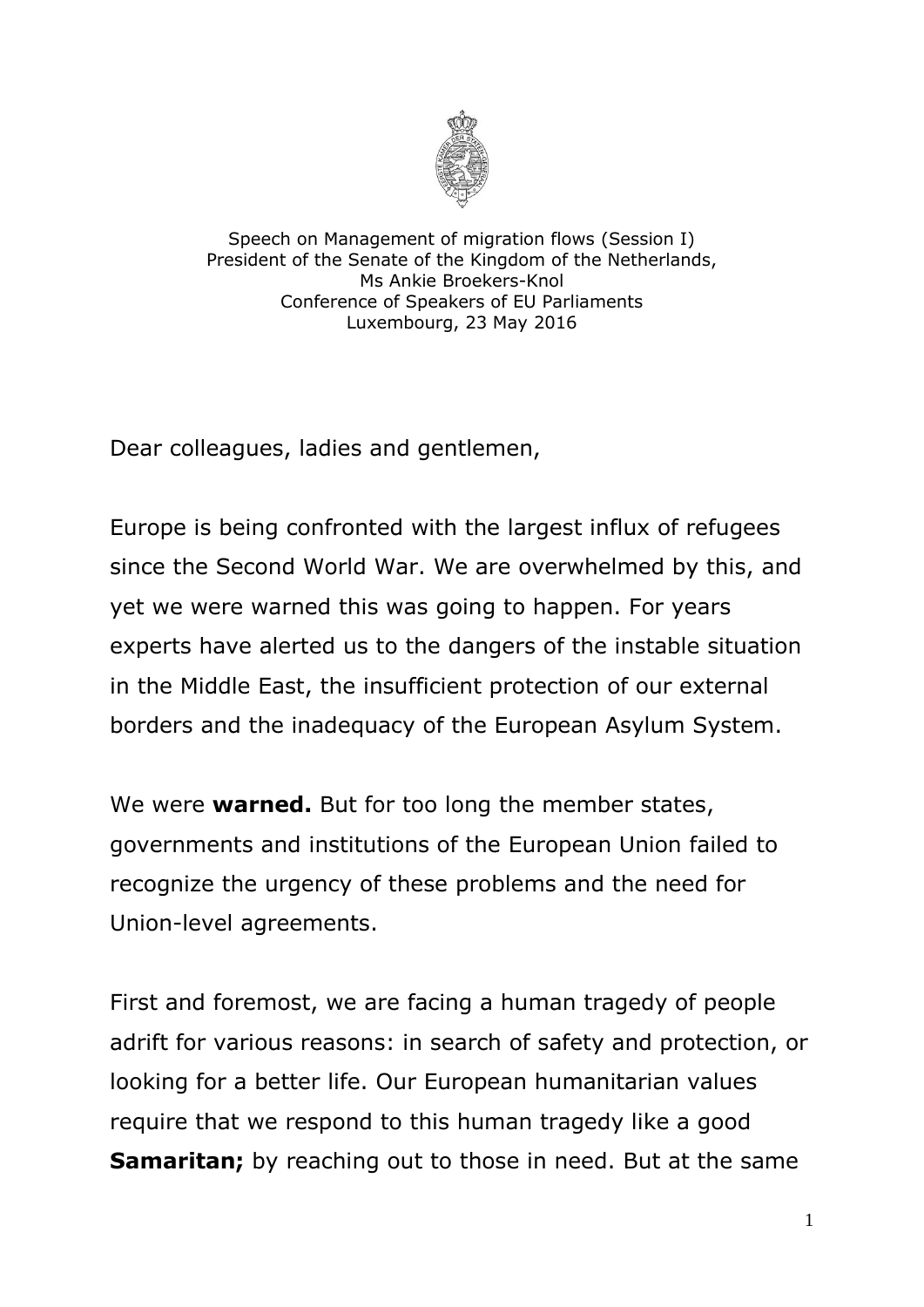Speech on Management of migration flows (Session I)
President of the Senate of the Kingdom of the Netherlands,
Ms Ankie Broekers-Knol
Conference of Speakers of EU Parliaments
Luxembourg, 23 May 2016

Dear colleagues, ladies and gentlemen,

Europe is being confronted with the largest influx of refugees since the Second World War. We are overwhelmed by this, and yet we were warned this was going to happen. For years experts have alerted us to the dangers of the instable situation in the Middle East, the insufficient protection of our external borders and the inadequacy of the European Asylum System.

We were **warned.** But for too long the member states, governments and institutions of the European Union failed to recognize the urgency of these problems and the need for Union-level agreements.

First and foremost, we are facing a human tragedy of people adrift for various reasons: in search of safety and protection, or looking for a better life. Our European humanitarian values require that we respond to this human tragedy like a good **Samaritan;** by reaching out to those in need. But at the same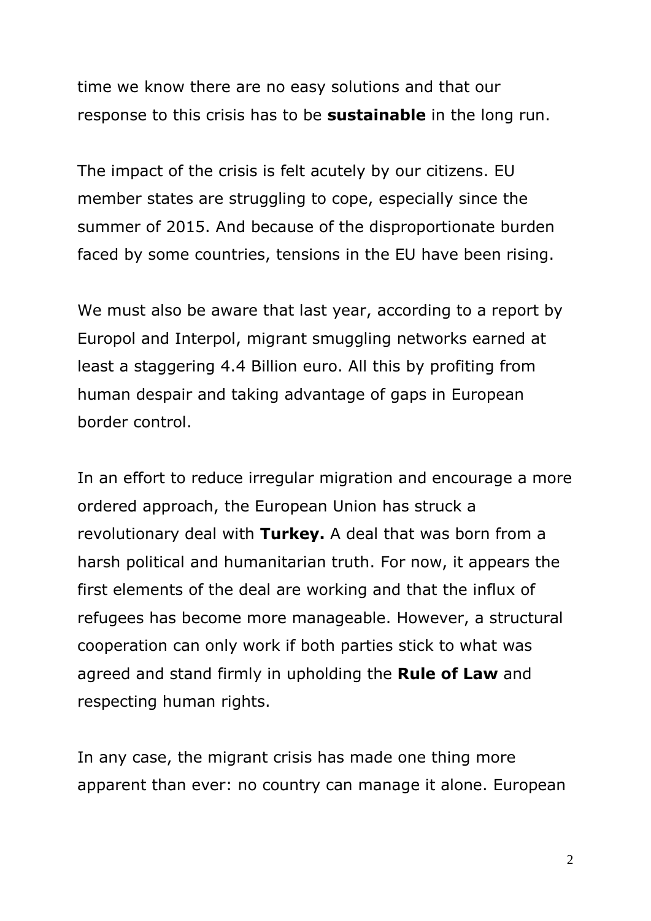time we know there are no easy solutions and that our response to this crisis has to be **sustainable** in the long run.

The impact of the crisis is felt acutely by our citizens. EU member states are struggling to cope, especially since the summer of 2015. And because of the disproportionate burden faced by some countries, tensions in the EU have been rising.

We must also be aware that last year, according to a report by Europol and Interpol, migrant smuggling networks earned at least a staggering 4.4 Billion euro. All this by profiting from human despair and taking advantage of gaps in European border control.

In an effort to reduce irregular migration and encourage a more ordered approach, the European Union has struck a revolutionary deal with **Turkey.** A deal that was born from a harsh political and humanitarian truth. For now, it appears the first elements of the deal are working and that the influx of refugees has become more manageable. However, a structural cooperation can only work if both parties stick to what was agreed and stand firmly in upholding the **Rule of Law** and respecting human rights.

In any case, the migrant crisis has made one thing more apparent than ever: no country can manage it alone. European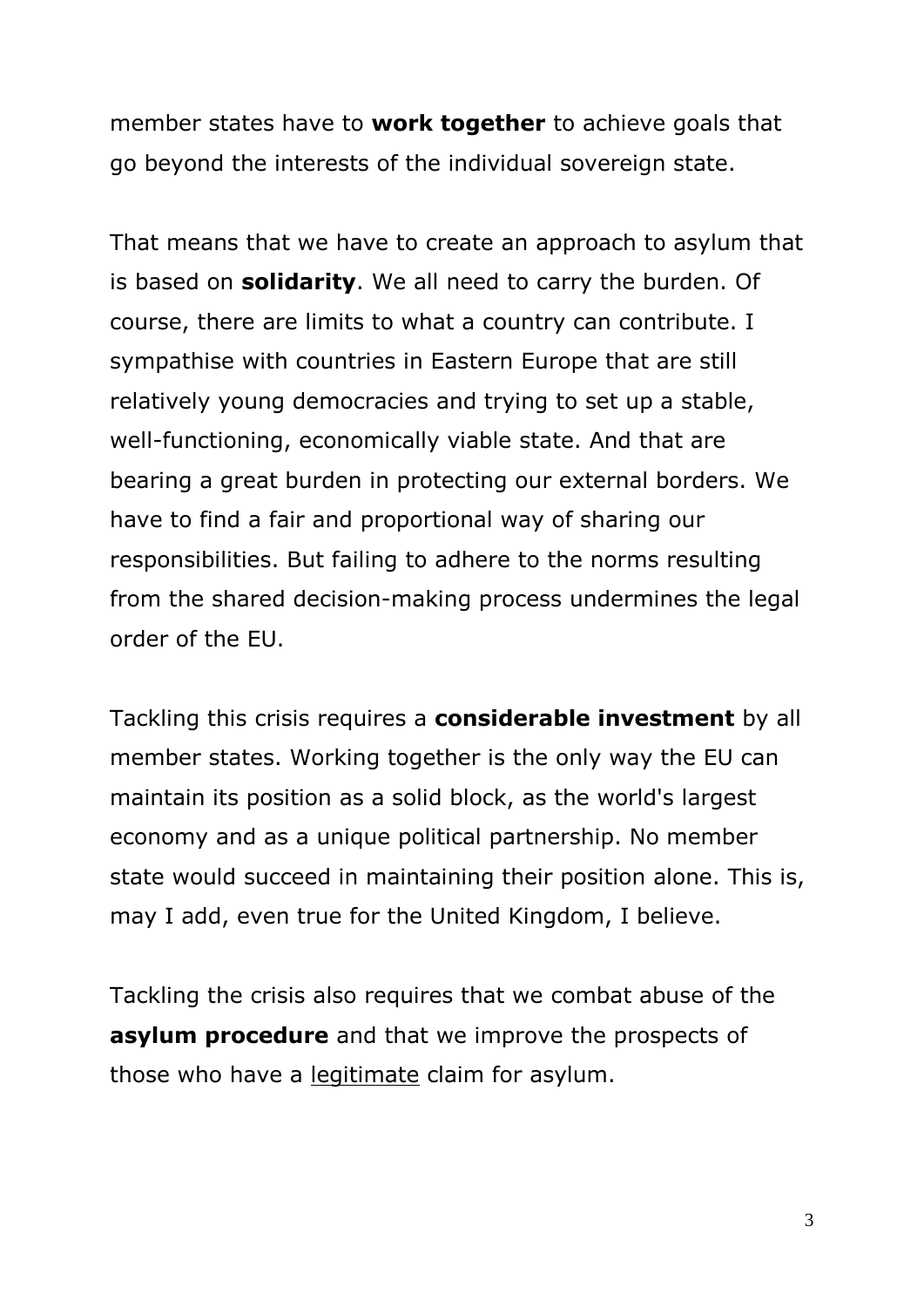member states have to **work together** to achieve goals that go beyond the interests of the individual sovereign state.

That means that we have to create an approach to asylum that is based on **solidarity**. We all need to carry the burden. Of course, there are limits to what a country can contribute. I sympathise with countries in Eastern Europe that are still relatively young democracies and trying to set up a stable, well-functioning, economically viable state. And that are bearing a great burden in protecting our external borders. We have to find a fair and proportional way of sharing our responsibilities. But failing to adhere to the norms resulting from the shared decision-making process undermines the legal order of the EU.

Tackling this crisis requires a **considerable investment** by all member states. Working together is the only way the EU can maintain its position as a solid block, as the world's largest economy and as a unique political partnership. No member state would succeed in maintaining their position alone. This is, may I add, even true for the United Kingdom, I believe.

Tackling the crisis also requires that we combat abuse of the **asylum procedure** and that we improve the prospects of those who have a <u>legitimate</u> claim for asylum.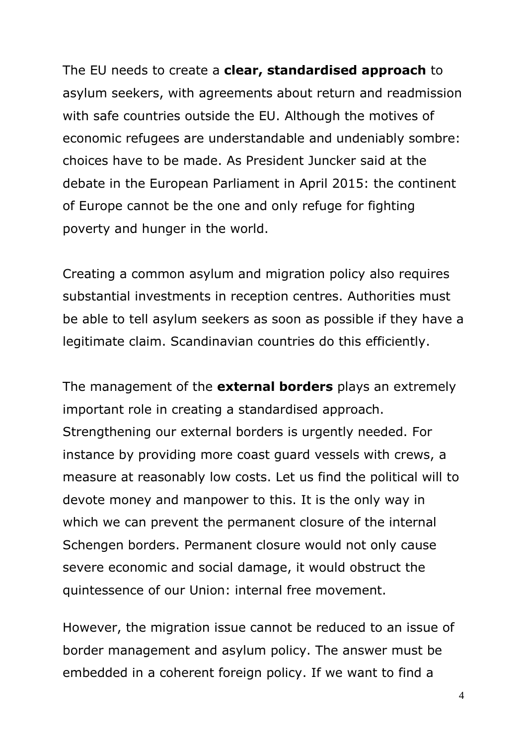The EU needs to create a **clear, standardised approach** to asylum seekers, with agreements about return and readmission with safe countries outside the EU. Although the motives of economic refugees are understandable and undeniably sombre: choices have to be made. As President Juncker said at the debate in the European Parliament in April 2015: the continent of Europe cannot be the one and only refuge for fighting poverty and hunger in the world.

Creating a common asylum and migration policy also requires substantial investments in reception centres. Authorities must be able to tell asylum seekers as soon as possible if they have a legitimate claim. Scandinavian countries do this efficiently.

The management of the **external borders** plays an extremely important role in creating a standardised approach. Strengthening our external borders is urgently needed. For instance by providing more coast guard vessels with crews, a measure at reasonably low costs. Let us find the political will to devote money and manpower to this. It is the only way in which we can prevent the permanent closure of the internal Schengen borders. Permanent closure would not only cause severe economic and social damage, it would obstruct the quintessence of our Union: internal free movement.

However, the migration issue cannot be reduced to an issue of border management and asylum policy. The answer must be embedded in a coherent foreign policy. If we want to find a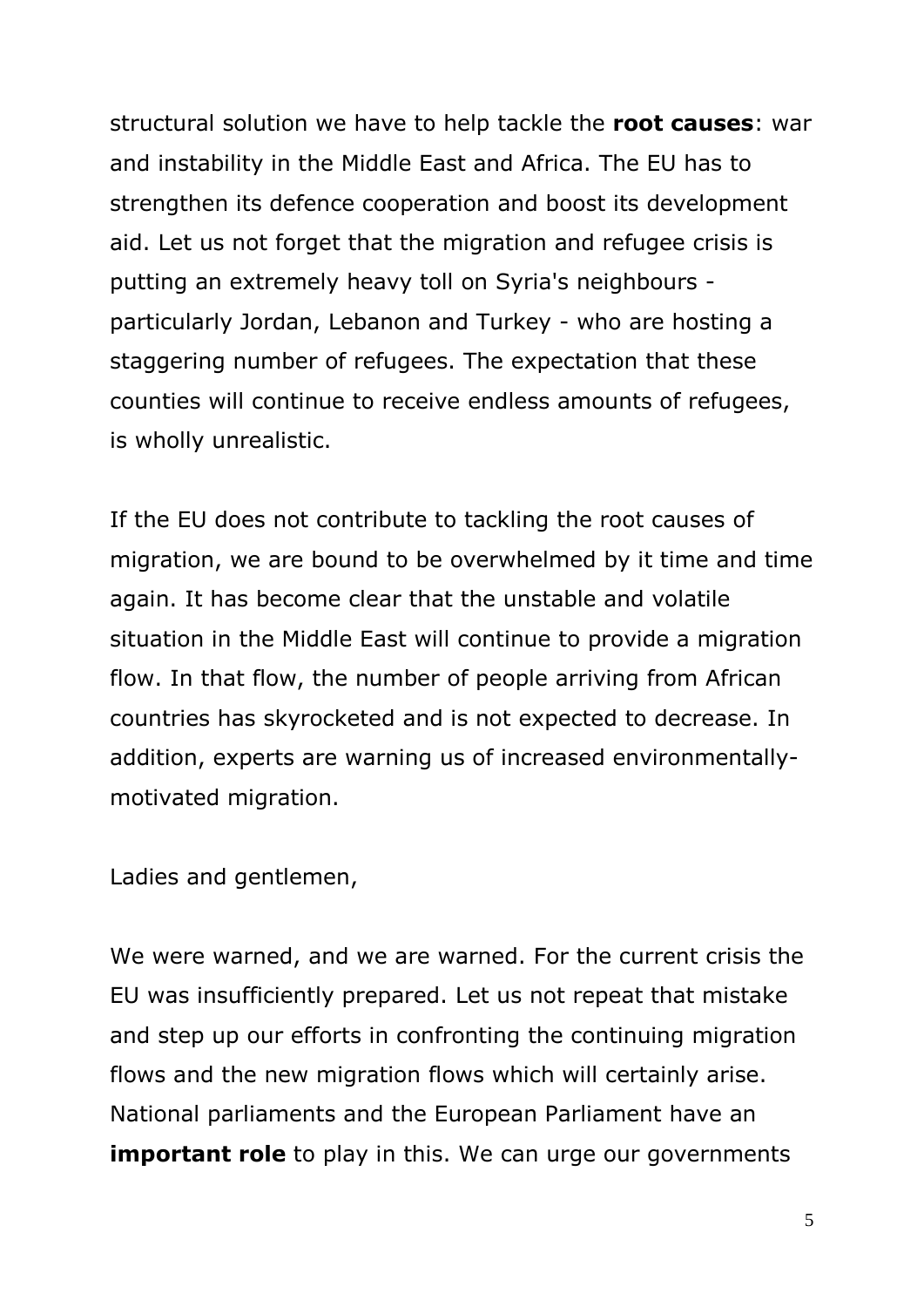structural solution we have to help tackle the **root causes**: war and instability in the Middle East and Africa. The EU has to strengthen its defence cooperation and boost its development aid. Let us not forget that the migration and refugee crisis is putting an extremely heavy toll on Syria's neighbours - particularly Jordan, Lebanon and Turkey - who are hosting a staggering number of refugees. The expectation that these counties will continue to receive endless amounts of refugees, is wholly unrealistic.

If the EU does not contribute to tackling the root causes of migration, we are bound to be overwhelmed by it time and time again. It has become clear that the unstable and volatile situation in the Middle East will continue to provide a migration flow. In that flow, the number of people arriving from African countries has skyrocketed and is not expected to decrease. In addition, experts are warning us of increased environmentally-motivated migration.

Ladies and gentlemen,

We were warned, and we are warned. For the current crisis the EU was insufficiently prepared. Let us not repeat that mistake and step up our efforts in confronting the continuing migration flows and the new migration flows which will certainly arise. National parliaments and the European Parliament have an **important role** to play in this. We can urge our governments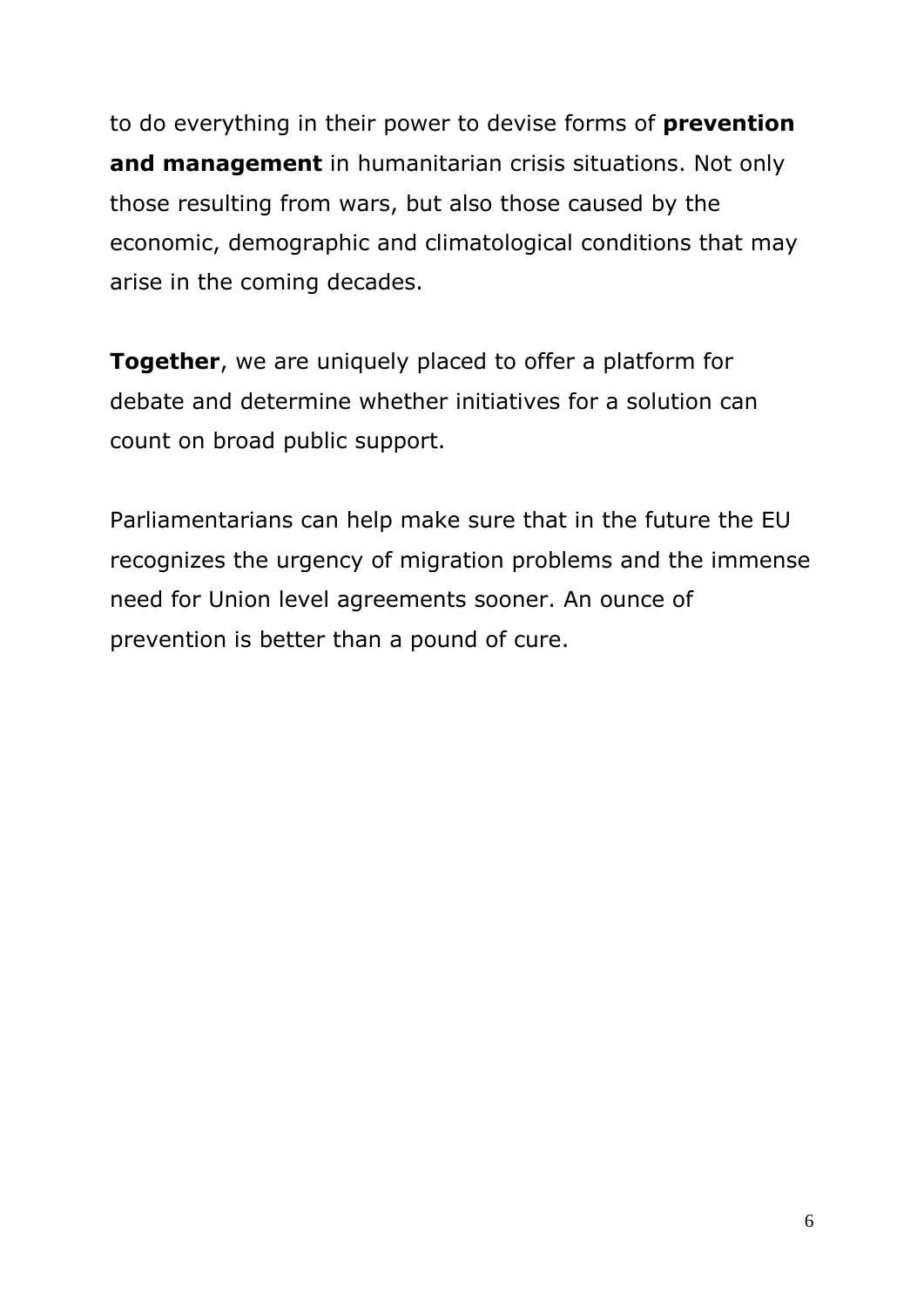to do everything in their power to devise forms of **prevention and management** in humanitarian crisis situations. Not only those resulting from wars, but also those caused by the economic, demographic and climatological conditions that may arise in the coming decades.

**Together**, we are uniquely placed to offer a platform for debate and determine whether initiatives for a solution can count on broad public support.

Parliamentarians can help make sure that in the future the EU recognizes the urgency of migration problems and the immense need for Union level agreements sooner. An ounce of prevention is better than a pound of cure.